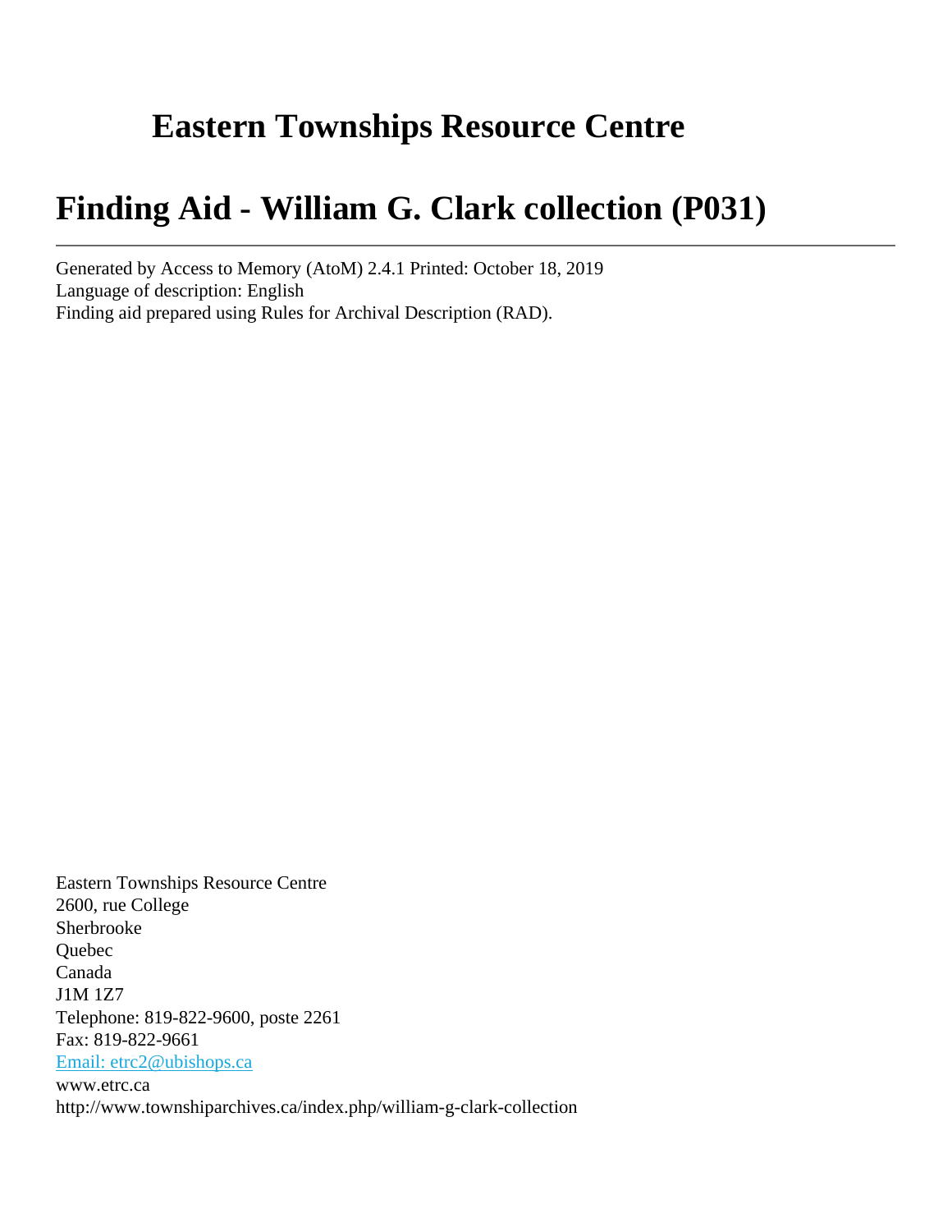# Eastern Townships Resource Centre

# Finding Aid - William G. Clark collection (P031)

---

Generated by Access to Memory (AtoM) 2.4.1 Printed: October 18, 2019
Language of description: English
Finding aid prepared using Rules for Archival Description (RAD).

Eastern Townships Resource Centre
2600, rue College
Sherbrooke
Quebec
Canada
J1M 1Z7
Telephone: 819-822-9600, poste 2261
Fax: 819-822-9661
Email: etrc2@ubishops.ca
www.etrc.ca
http://www.townshiparchives.ca/index.php/william-g-clark-collection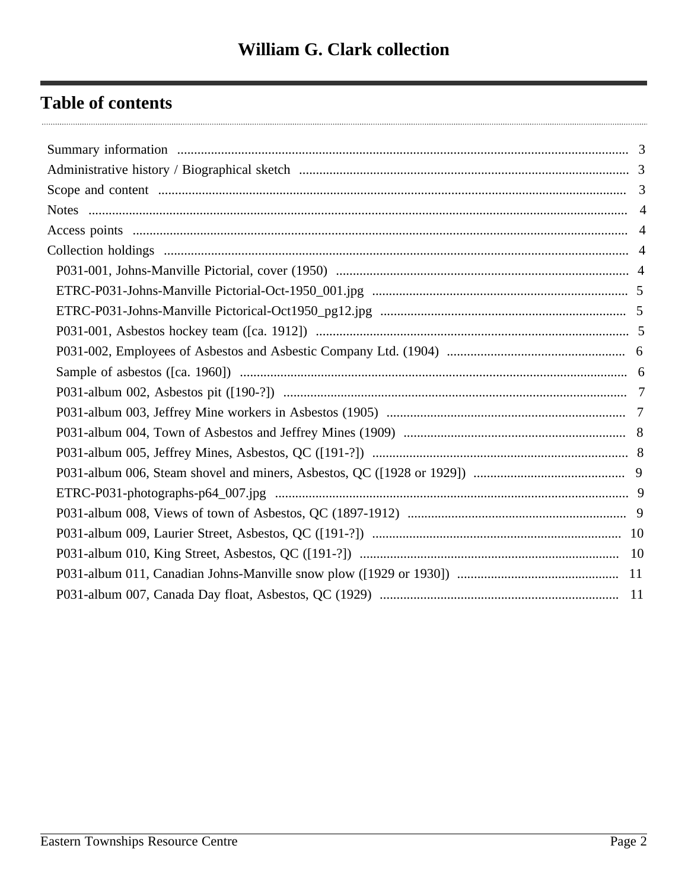# William G. Clark collection

## Table of contents

- Summary information ... 3
- Administrative history / Biographical sketch ... 3
- Scope and content ... 3
- Notes ... 4
- Access points ... 4
- Collection holdings ... 4
  - P031-001, Johns-Manville Pictorial, cover (1950) ... 4
  - ETRC-P031-Johns-Manville Pictorial-Oct-1950_001.jpg ... 5
  - ETRC-P031-Johns-Manville Pictorical-Oct1950_pg12.jpg ... 5
  - P031-001, Asbestos hockey team ([ca. 1912]) ... 5
  - P031-002, Employees of Asbestos and Asbestic Company Ltd. (1904) ... 6
  - Sample of asbestos ([ca. 1960]) ... 6
  - P031-album 002, Asbestos pit ([190-?]) ... 7
  - P031-album 003, Jeffrey Mine workers in Asbestos (1905) ... 7
  - P031-album 004, Town of Asbestos and Jeffrey Mines (1909) ... 8
  - P031-album 005, Jeffrey Mines, Asbestos, QC ([191-?]) ... 8
  - P031-album 006, Steam shovel and miners, Asbestos, QC ([1928 or 1929]) ... 9
  - ETRC-P031-photographs-p64_007.jpg ... 9
  - P031-album 008, Views of town of Asbestos, QC (1897-1912) ... 9
  - P031-album 009, Laurier Street, Asbestos, QC ([191-?]) ... 10
  - P031-album 010, King Street, Asbestos, QC ([191-?]) ... 10
  - P031-album 011, Canadian Johns-Manville snow plow ([1929 or 1930]) ... 11
  - P031-album 007, Canada Day float, Asbestos, QC (1929) ... 11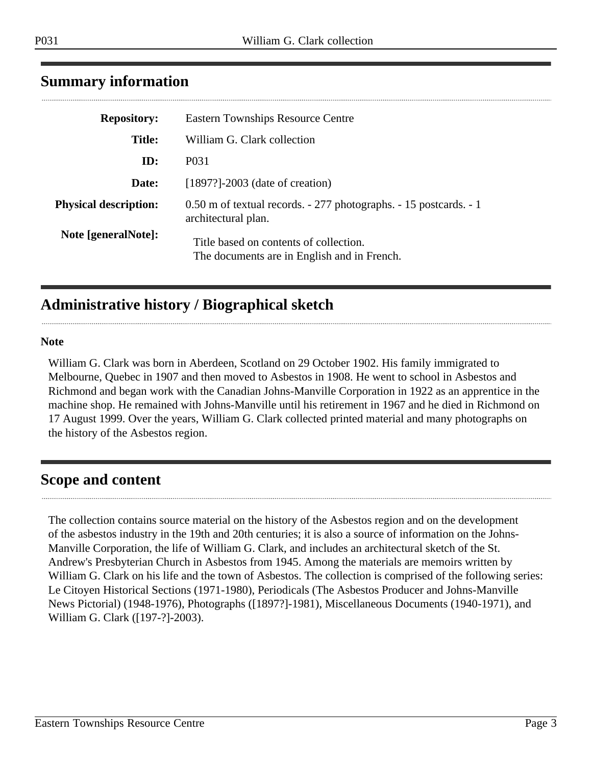## Summary information

| | |
|---|---|
| **Repository:** | Eastern Townships Resource Centre |
| **Title:** | William G. Clark collection |
| **ID:** | P031 |
| **Date:** | [1897?]-2003 (date of creation) |
| **Physical description:** | 0.50 m of textual records. - 277 photographs. - 15 postcards. - 1 architectural plan. |
| **Note [generalNote]:** | Title based on contents of collection. The documents are in English and in French. |

## Administrative history / Biographical sketch

**Note**

William G. Clark was born in Aberdeen, Scotland on 29 October 1902. His family immigrated to Melbourne, Quebec in 1907 and then moved to Asbestos in 1908. He went to school in Asbestos and Richmond and began work with the Canadian Johns-Manville Corporation in 1922 as an apprentice in the machine shop. He remained with Johns-Manville until his retirement in 1967 and he died in Richmond on 17 August 1999. Over the years, William G. Clark collected printed material and many photographs on the history of the Asbestos region.

## Scope and content

The collection contains source material on the history of the Asbestos region and on the development of the asbestos industry in the 19th and 20th centuries; it is also a source of information on the Johns-Manville Corporation, the life of William G. Clark, and includes an architectural sketch of the St. Andrew's Presbyterian Church in Asbestos from 1945. Among the materials are memoirs written by William G. Clark on his life and the town of Asbestos. The collection is comprised of the following series: Le Citoyen Historical Sections (1971-1980), Periodicals (The Asbestos Producer and Johns-Manville News Pictorial) (1948-1976), Photographs ([1897?]-1981), Miscellaneous Documents (1940-1971), and William G. Clark ([197-?]-2003).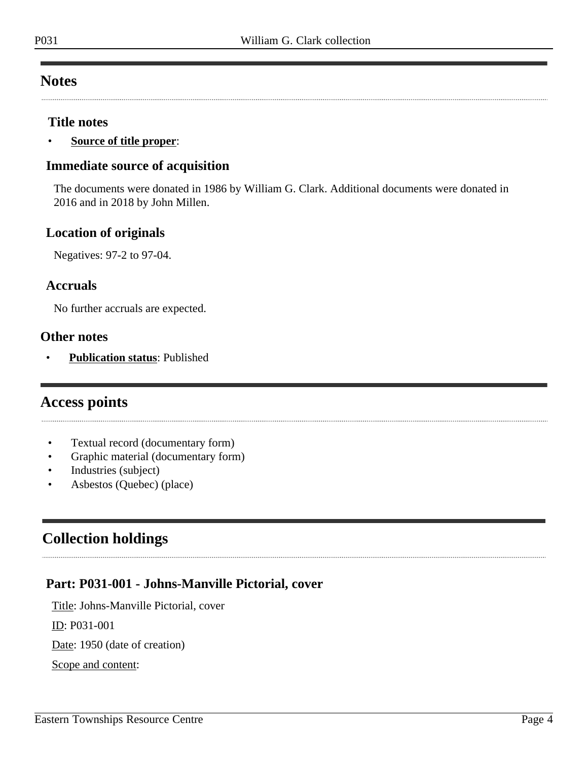## Notes

### Title notes

- **Source of title proper**:

### Immediate source of acquisition

The documents were donated in 1986 by William G. Clark. Additional documents were donated in 2016 and in 2018 by John Millen.

### Location of originals

Negatives: 97-2 to 97-04.

### Accruals

No further accruals are expected.

### Other notes

- **Publication status**: Published

## Access points

- Textual record (documentary form)
- Graphic material (documentary form)
- Industries (subject)
- Asbestos (Quebec) (place)

## Collection holdings

### Part: P031-001 - Johns-Manville Pictorial, cover

Title: Johns-Manville Pictorial, cover

ID: P031-001

Date: 1950 (date of creation)

Scope and content: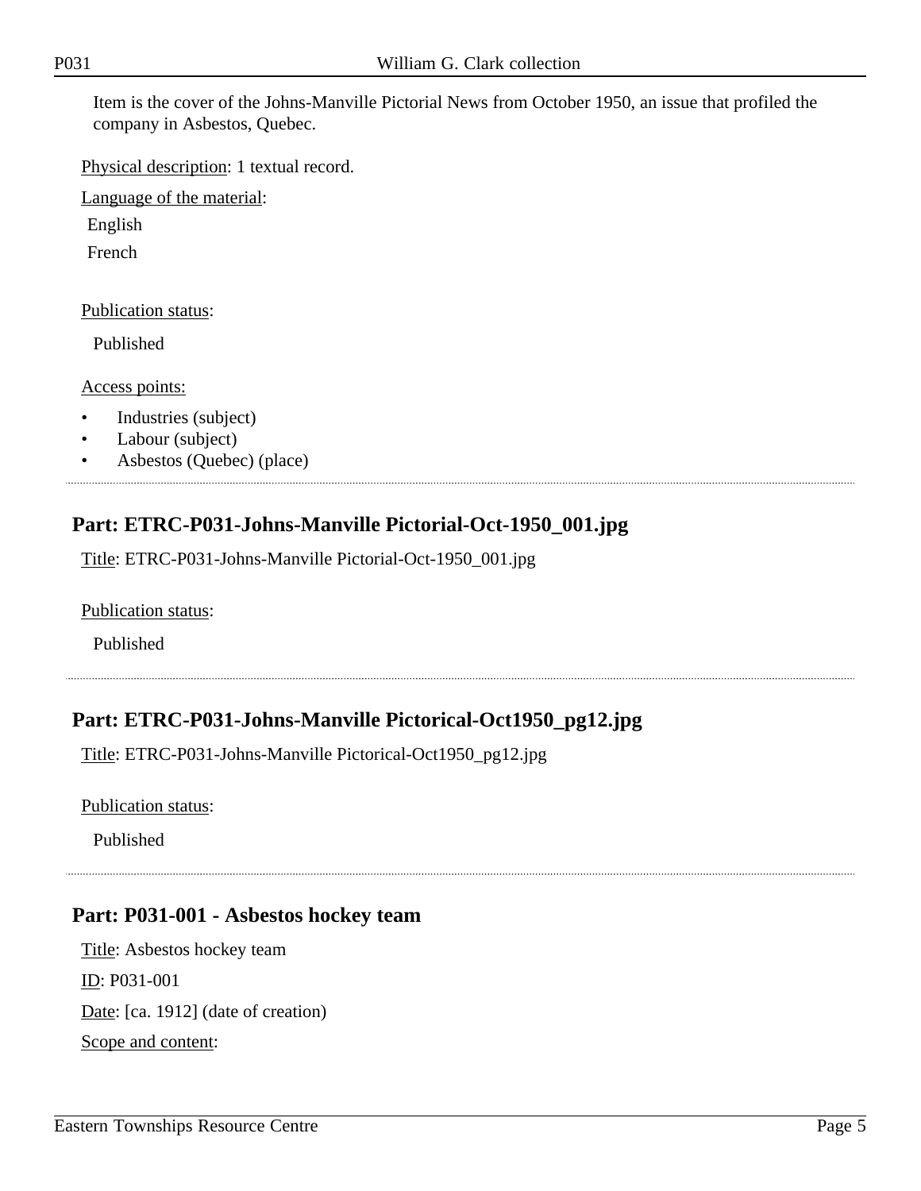Item is the cover of the Johns-Manville Pictorial News from October 1950, an issue that profiled the company in Asbestos, Quebec.

Physical description: 1 textual record.

Language of the material:

English

French

Publication status:

Published

Access points:

- Industries (subject)
- Labour (subject)
- Asbestos (Quebec) (place)

## Part: ETRC-P031-Johns-Manville Pictorial-Oct-1950_001.jpg

Title: ETRC-P031-Johns-Manville Pictorial-Oct-1950_001.jpg

Publication status:

Published

## Part: ETRC-P031-Johns-Manville Pictorical-Oct1950_pg12.jpg

Title: ETRC-P031-Johns-Manville Pictorical-Oct1950_pg12.jpg

Publication status:

Published

## Part: P031-001 - Asbestos hockey team

Title: Asbestos hockey team

ID: P031-001

Date: [ca. 1912] (date of creation)

Scope and content: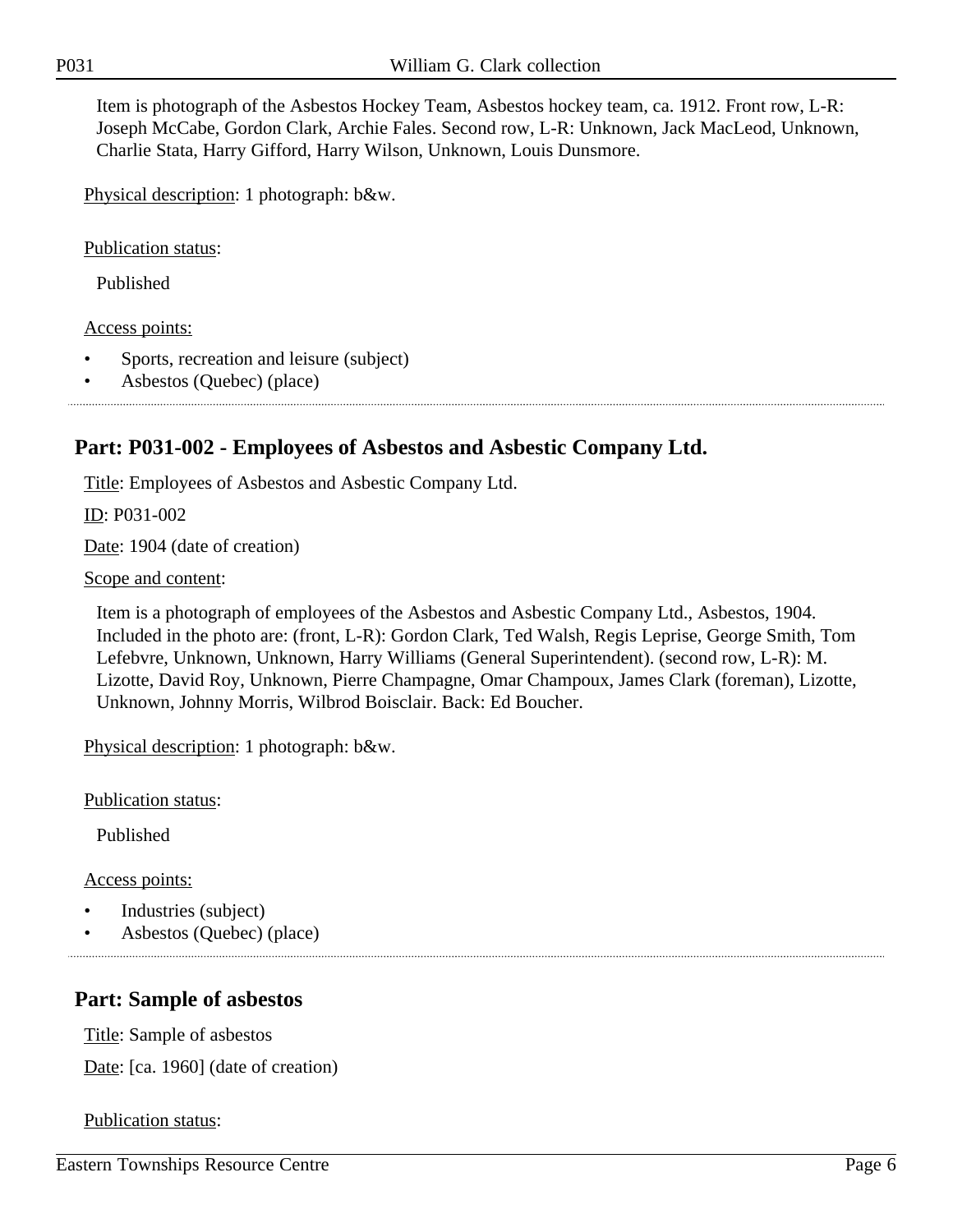Item is photograph of the Asbestos Hockey Team, Asbestos hockey team, ca. 1912. Front row, L-R: Joseph McCabe, Gordon Clark, Archie Fales. Second row, L-R: Unknown, Jack MacLeod, Unknown, Charlie Stata, Harry Gifford, Harry Wilson, Unknown, Louis Dunsmore.

Physical description: 1 photograph: b&w.

Publication status:

Published

Access points:

- Sports, recreation and leisure (subject)
- Asbestos (Quebec) (place)

## Part: P031-002 - Employees of Asbestos and Asbestic Company Ltd.

Title: Employees of Asbestos and Asbestic Company Ltd.

ID: P031-002

Date: 1904 (date of creation)

Scope and content:

Item is a photograph of employees of the Asbestos and Asbestic Company Ltd., Asbestos, 1904. Included in the photo are: (front, L-R): Gordon Clark, Ted Walsh, Regis Leprise, George Smith, Tom Lefebvre, Unknown, Unknown, Harry Williams (General Superintendent). (second row, L-R): M. Lizotte, David Roy, Unknown, Pierre Champagne, Omar Champoux, James Clark (foreman), Lizotte, Unknown, Johnny Morris, Wilbrod Boisclair. Back: Ed Boucher.

Physical description: 1 photograph: b&w.

Publication status:

Published

Access points:

- Industries (subject)
- Asbestos (Quebec) (place)

## Part: Sample of asbestos

Title: Sample of asbestos

Date: [ca. 1960] (date of creation)

Publication status: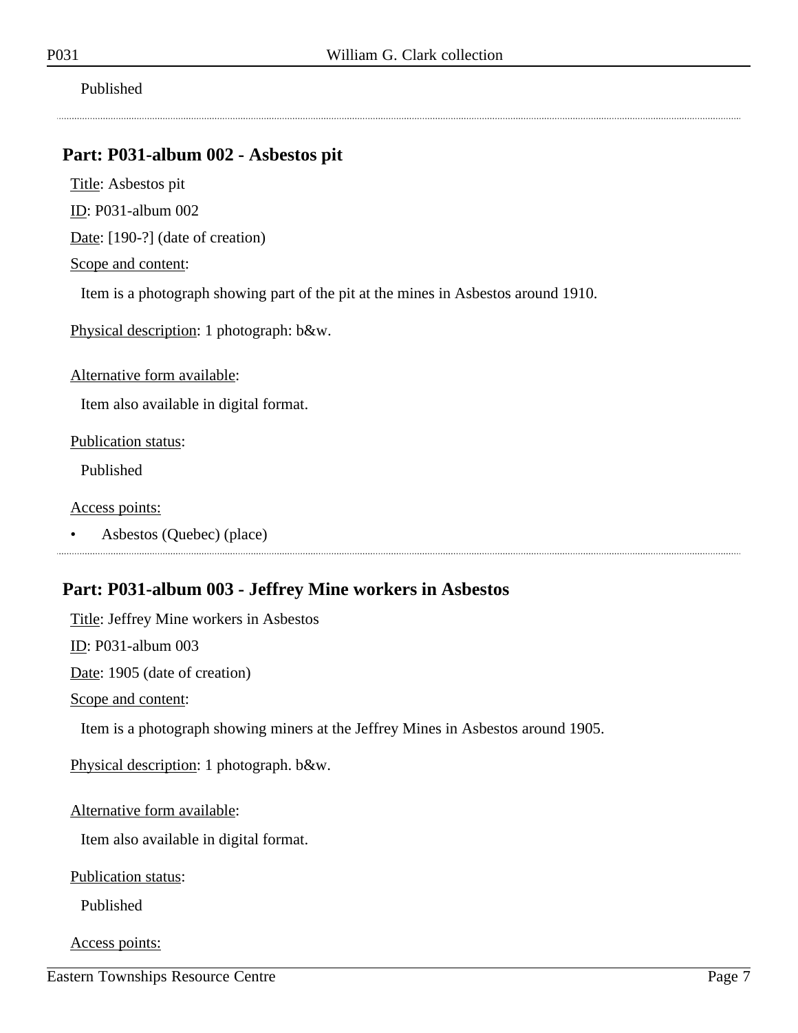Published

## Part: P031-album 002 - Asbestos pit

Title: Asbestos pit

ID: P031-album 002

Date: [190-?] (date of creation)

Scope and content:

Item is a photograph showing part of the pit at the mines in Asbestos around 1910.

Physical description: 1 photograph: b&w.

Alternative form available:

Item also available in digital format.

Publication status:

Published

Access points:

- Asbestos (Quebec) (place)

## Part: P031-album 003 - Jeffrey Mine workers in Asbestos

Title: Jeffrey Mine workers in Asbestos

ID: P031-album 003

Date: 1905 (date of creation)

Scope and content:

Item is a photograph showing miners at the Jeffrey Mines in Asbestos around 1905.

Physical description: 1 photograph. b&w.

Alternative form available:

Item also available in digital format.

Publication status:

Published

Access points: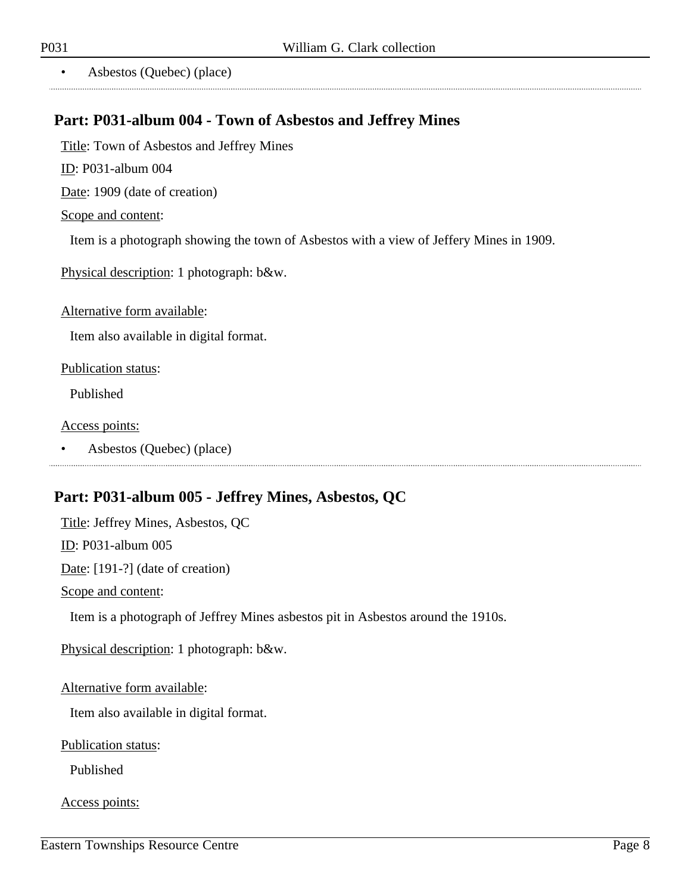- Asbestos (Quebec) (place)

## Part: P031-album 004 - Town of Asbestos and Jeffrey Mines

Title: Town of Asbestos and Jeffrey Mines

ID: P031-album 004

Date: 1909 (date of creation)

Scope and content:

Item is a photograph showing the town of Asbestos with a view of Jeffery Mines in 1909.

Physical description: 1 photograph: b&w.

Alternative form available:

Item also available in digital format.

Publication status:

Published

Access points:

- Asbestos (Quebec) (place)

## Part: P031-album 005 - Jeffrey Mines, Asbestos, QC

Title: Jeffrey Mines, Asbestos, QC

ID: P031-album 005

Date: [191-?] (date of creation)

Scope and content:

Item is a photograph of Jeffrey Mines asbestos pit in Asbestos around the 1910s.

Physical description: 1 photograph: b&w.

Alternative form available:

Item also available in digital format.

Publication status:

Published

Access points: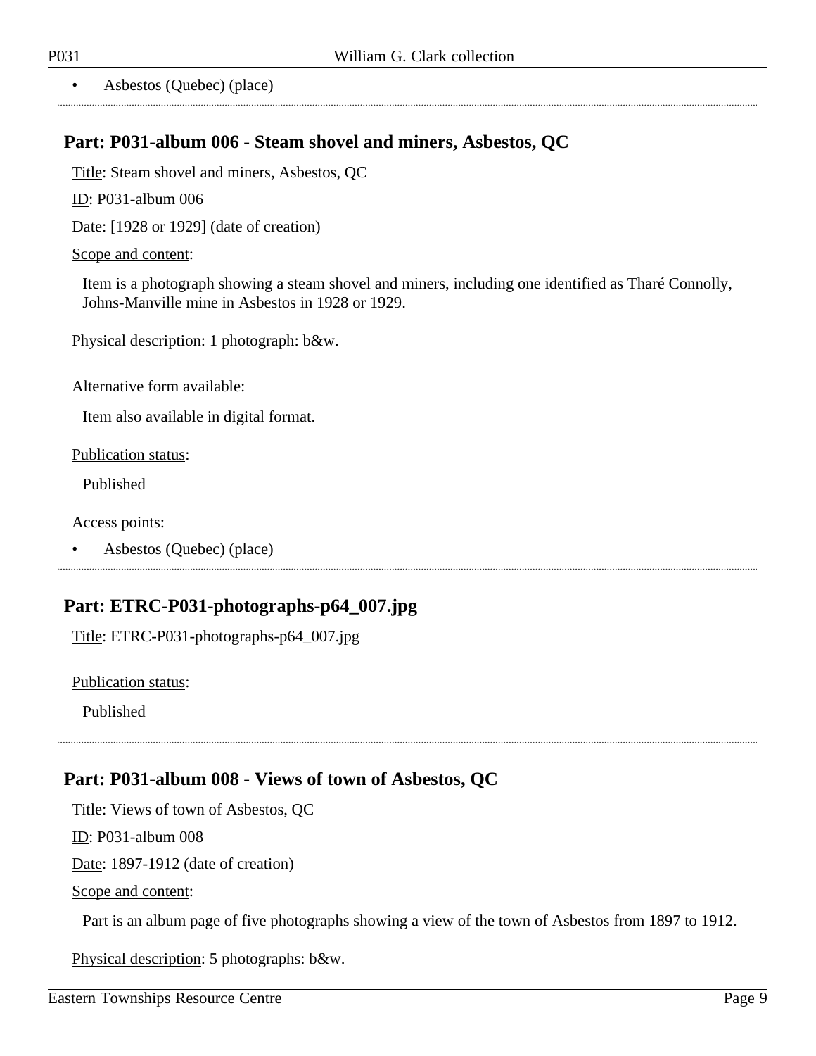- Asbestos (Quebec) (place)

## Part: P031-album 006 - Steam shovel and miners, Asbestos, QC

Title: Steam shovel and miners, Asbestos, QC

ID: P031-album 006

Date: [1928 or 1929] (date of creation)

Scope and content:

Item is a photograph showing a steam shovel and miners, including one identified as Tharé Connolly, Johns-Manville mine in Asbestos in 1928 or 1929.

Physical description: 1 photograph: b&w.

Alternative form available:

Item also available in digital format.

Publication status:

Published

Access points:

- Asbestos (Quebec) (place)

## Part: ETRC-P031-photographs-p64_007.jpg

Title: ETRC-P031-photographs-p64_007.jpg

Publication status:

Published

## Part: P031-album 008 - Views of town of Asbestos, QC

Title: Views of town of Asbestos, QC

ID: P031-album 008

Date: 1897-1912 (date of creation)

Scope and content:

Part is an album page of five photographs showing a view of the town of Asbestos from 1897 to 1912.

Physical description: 5 photographs: b&w.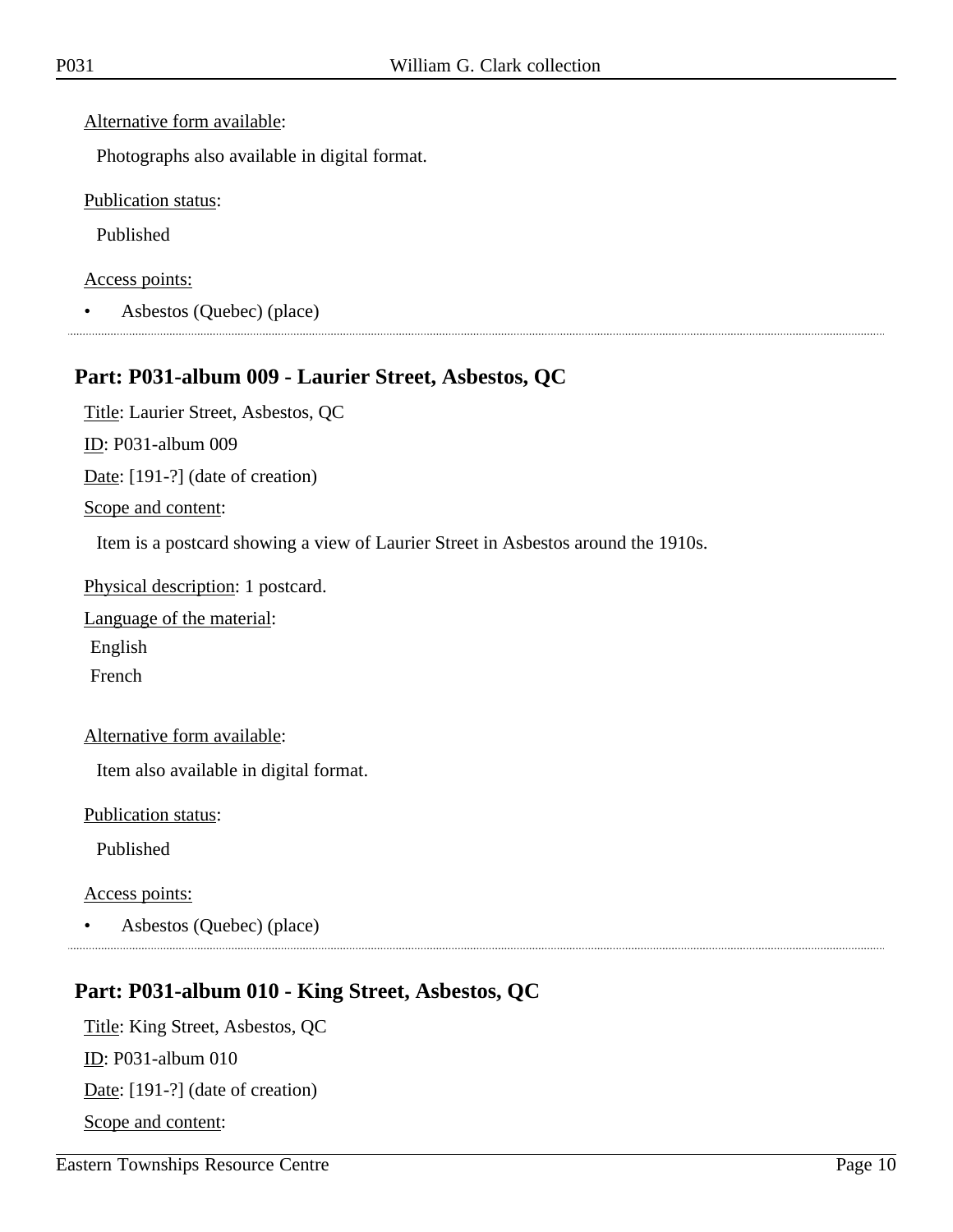Alternative form available:

Photographs also available in digital format.

Publication status:

Published

Access points:

- Asbestos (Quebec) (place)

---

## Part: P031-album 009 - Laurier Street, Asbestos, QC

Title: Laurier Street, Asbestos, QC

ID: P031-album 009

Date: [191-?] (date of creation)

Scope and content:

Item is a postcard showing a view of Laurier Street in Asbestos around the 1910s.

Physical description: 1 postcard.

Language of the material:

English
French

Alternative form available:

Item also available in digital format.

Publication status:

Published

Access points:

- Asbestos (Quebec) (place)

---

## Part: P031-album 010 - King Street, Asbestos, QC

Title: King Street, Asbestos, QC

ID: P031-album 010

Date: [191-?] (date of creation)

Scope and content: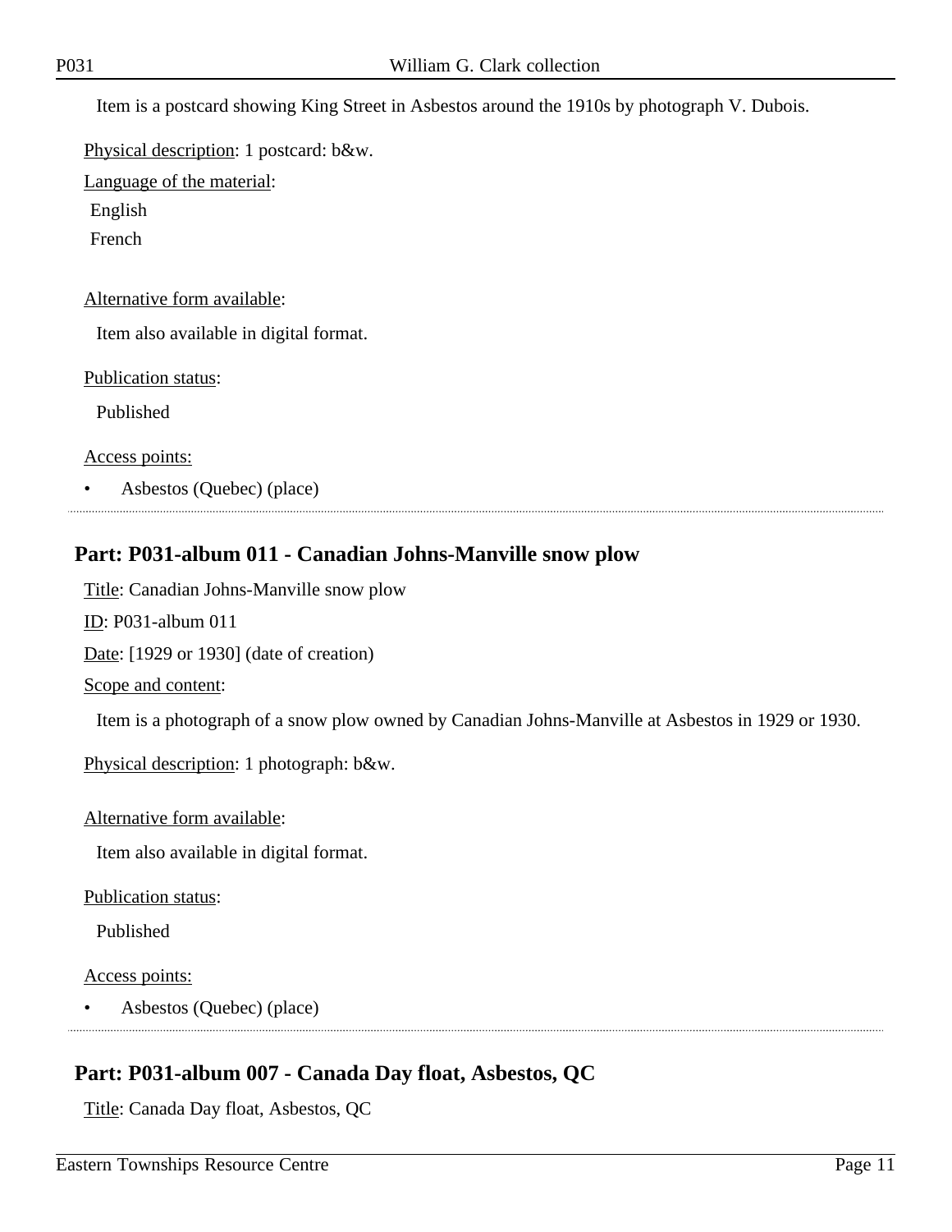Item is a postcard showing King Street in Asbestos around the 1910s by photograph V. Dubois.

Physical description: 1 postcard: b&w.

Language of the material:

English

French

Alternative form available:

Item also available in digital format.

Publication status:

Published

Access points:

- Asbestos (Quebec) (place)

---

## Part: P031-album 011 - Canadian Johns-Manville snow plow

Title: Canadian Johns-Manville snow plow

ID: P031-album 011

Date: [1929 or 1930] (date of creation)

Scope and content:

Item is a photograph of a snow plow owned by Canadian Johns-Manville at Asbestos in 1929 or 1930.

Physical description: 1 photograph: b&w.

Alternative form available:

Item also available in digital format.

Publication status:

Published

Access points:

- Asbestos (Quebec) (place)

---

## Part: P031-album 007 - Canada Day float, Asbestos, QC

Title: Canada Day float, Asbestos, QC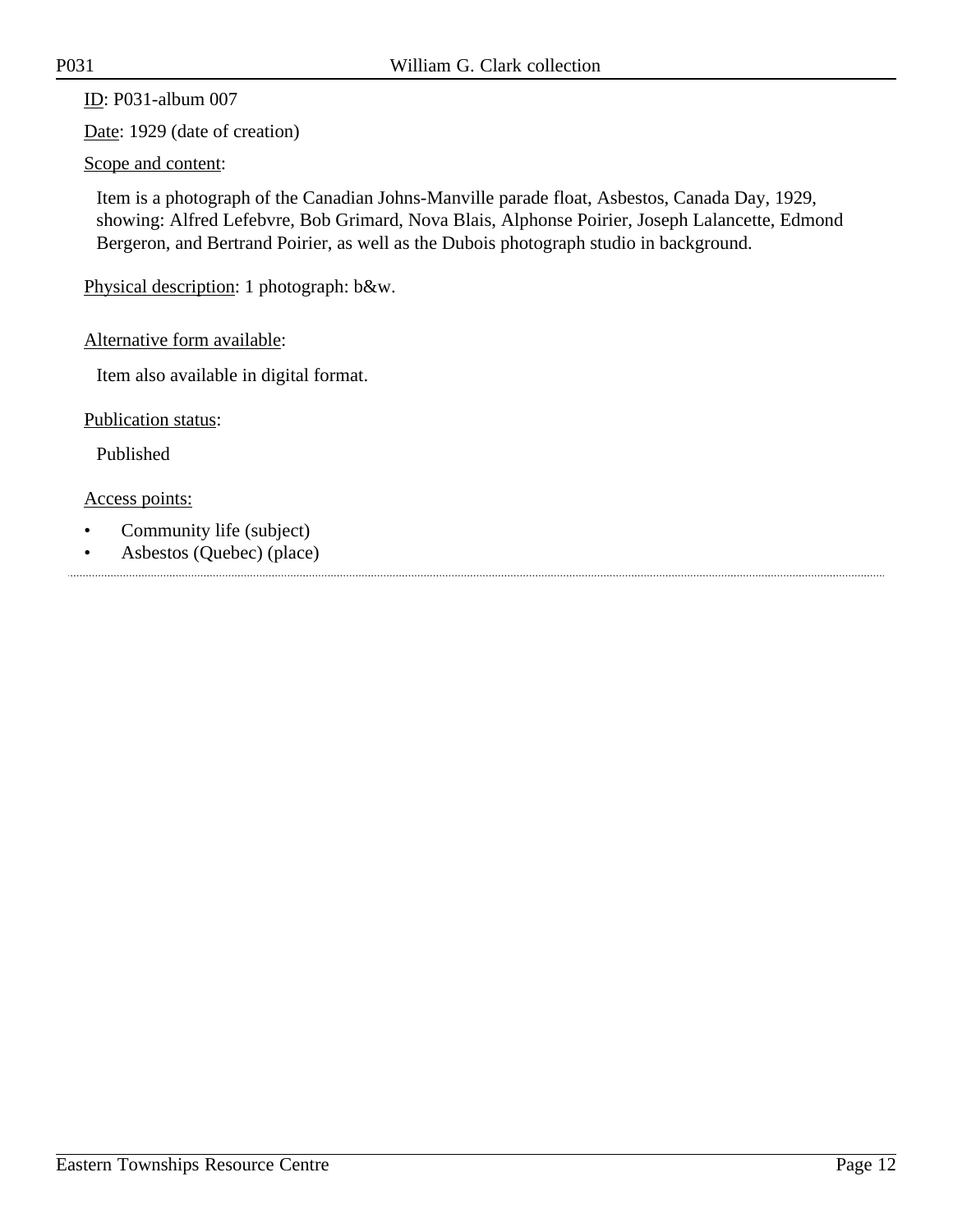ID: P031-album 007

Date: 1929 (date of creation)

Scope and content:

Item is a photograph of the Canadian Johns-Manville parade float, Asbestos, Canada Day, 1929, showing: Alfred Lefebvre, Bob Grimard, Nova Blais, Alphonse Poirier, Joseph Lalancette, Edmond Bergeron, and Bertrand Poirier, as well as the Dubois photograph studio in background.

Physical description: 1 photograph: b&w.

Alternative form available:

Item also available in digital format.

Publication status:

Published

Access points:

- Community life (subject)
- Asbestos (Quebec) (place)